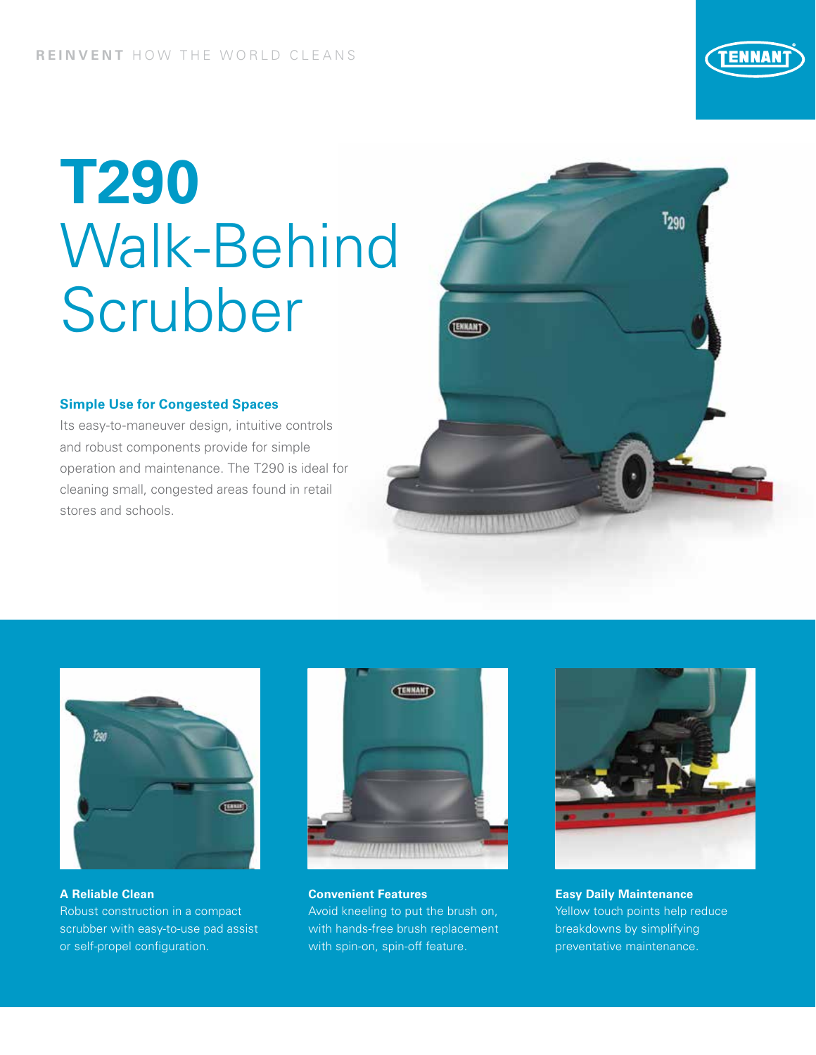**REINVENT** HOW THE WORLD CLEANS

# T290 Walk-Behind Scrubber

### Simple Use for Congested Spaces

Its easy-to-maneuver design, intuitive controls and robust components provide for simple operation and maintenance. The T290 is ideal for cleaning small, congested areas found in retail stores and schools.

**A Reliable Clean**
Robust construction in a compact scrubber with easy-to-use pad assist or self-propel configuration.

**Convenient Features**
Avoid kneeling to put the brush on, with hands-free brush replacement with spin-on, spin-off feature.

**Easy Daily Maintenance**
Yellow touch points help reduce breakdowns by simplifying preventative maintenance.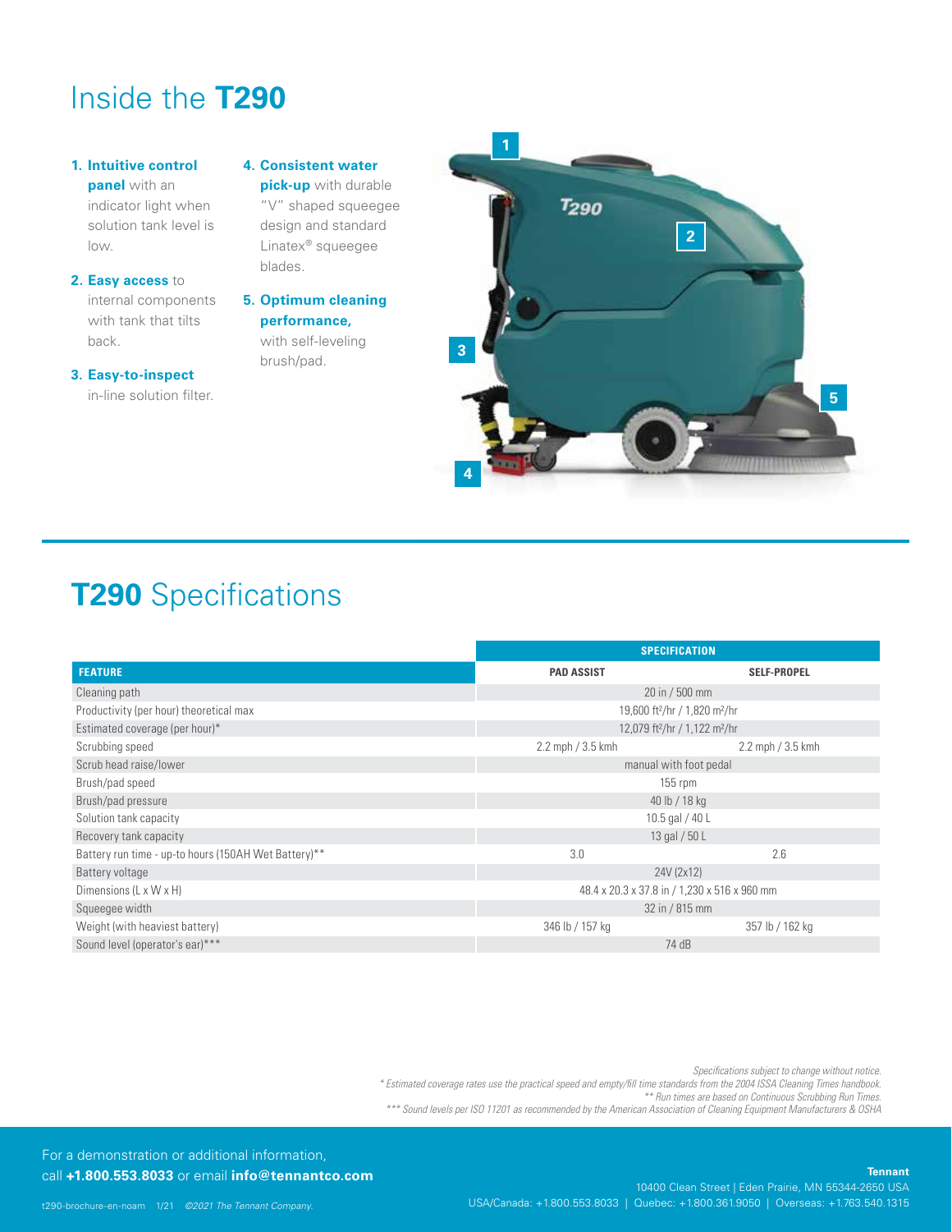# Inside the **T290**

1. **Intuitive control panel** with an indicator light when solution tank level is low.
2. **Easy access** to internal components with tank that tilts back.
3. **Easy-to-inspect** in-line solution filter.
4. **Consistent water pick-up** with durable "V" shaped squeegee design and standard Linatex® squeegee blades.
5. **Optimum cleaning performance,** with self-leveling brush/pad.

# **T290** Specifications

| | SPECIFICATION | |
|---|---|---|
| **FEATURE** | **PAD ASSIST** | **SELF-PROPEL** |
| Cleaning path | 20 in / 500 mm | |
| Productivity (per hour) theoretical max | 19,600 ft²/hr / 1,820 m²/hr | |
| Estimated coverage (per hour)* | 12,079 ft²/hr / 1,122 m²/hr | |
| Scrubbing speed | 2.2 mph / 3.5 kmh | 2.2 mph / 3.5 kmh |
| Scrub head raise/lower | manual with foot pedal | |
| Brush/pad speed | 155 rpm | |
| Brush/pad pressure | 40 lb / 18 kg | |
| Solution tank capacity | 10.5 gal / 40 L | |
| Recovery tank capacity | 13 gal / 50 L | |
| Battery run time - up-to hours (150AH Wet Battery)** | 3.0 | 2.6 |
| Battery voltage | 24V (2x12) | |
| Dimensions (L x W x H) | 48.4 x 20.3 x 37.8 in / 1,230 x 516 x 960 mm | |
| Squeegee width | 32 in / 815 mm | |
| Weight (with heaviest battery) | 346 lb / 157 kg | 357 lb / 162 kg |
| Sound level (operator's ear)*** | 74 dB | |

*Specifications subject to change without notice.*
*\* Estimated coverage rates use the practical speed and empty/fill time standards from the 2004 ISSA Cleaning Times handbook.*
*\*\* Run times are based on Continuous Scrubbing Run Times.*
*\*\*\* Sound levels per ISO 11201 as recommended by the American Association of Cleaning Equipment Manufacturers & OSHA*

For a demonstration or additional information, call **+1.800.553.8033** or email **info@tennantco.com**

t290-brochure-en-noam 1/21 *©2021 The Tennant Company.*

**Tennant**
10400 Clean Street | Eden Prairie, MN 55344-2650 USA
USA/Canada: +1.800.553.8033 | Quebec: +1.800.361.9050 | Overseas: +1.763.540.1315